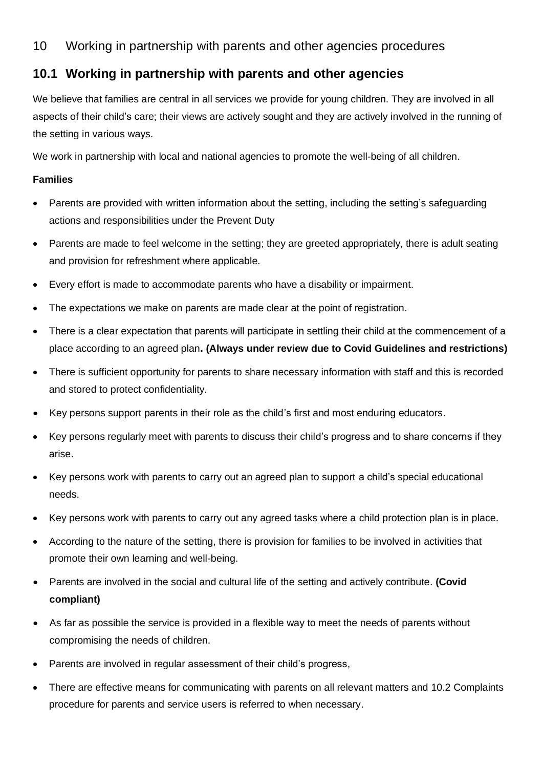# 10 Working in partnership with parents and other agencies procedures

## 10.1 Working in partnership with parents and other agencies

We believe that families are central in all services we provide for young children. They are involved in all aspects of their child's care; their views are actively sought and they are actively involved in the running of the setting in various ways.

We work in partnership with local and national agencies to promote the well-being of all children.

**Families**

- Parents are provided with written information about the setting, including the setting's safeguarding actions and responsibilities under the Prevent Duty
- Parents are made to feel welcome in the setting; they are greeted appropriately, there is adult seating and provision for refreshment where applicable.
- Every effort is made to accommodate parents who have a disability or impairment.
- The expectations we make on parents are made clear at the point of registration.
- There is a clear expectation that parents will participate in settling their child at the commencement of a place according to an agreed plan**. (Always under review due to Covid Guidelines and restrictions)**
- There is sufficient opportunity for parents to share necessary information with staff and this is recorded and stored to protect confidentiality.
- Key persons support parents in their role as the child's first and most enduring educators.
- Key persons regularly meet with parents to discuss their child's progress and to share concerns if they arise.
- Key persons work with parents to carry out an agreed plan to support a child's special educational needs.
- Key persons work with parents to carry out any agreed tasks where a child protection plan is in place.
- According to the nature of the setting, there is provision for families to be involved in activities that promote their own learning and well-being.
- Parents are involved in the social and cultural life of the setting and actively contribute. **(Covid compliant)**
- As far as possible the service is provided in a flexible way to meet the needs of parents without compromising the needs of children.
- Parents are involved in regular assessment of their child's progress,
- There are effective means for communicating with parents on all relevant matters and 10.2 Complaints procedure for parents and service users is referred to when necessary.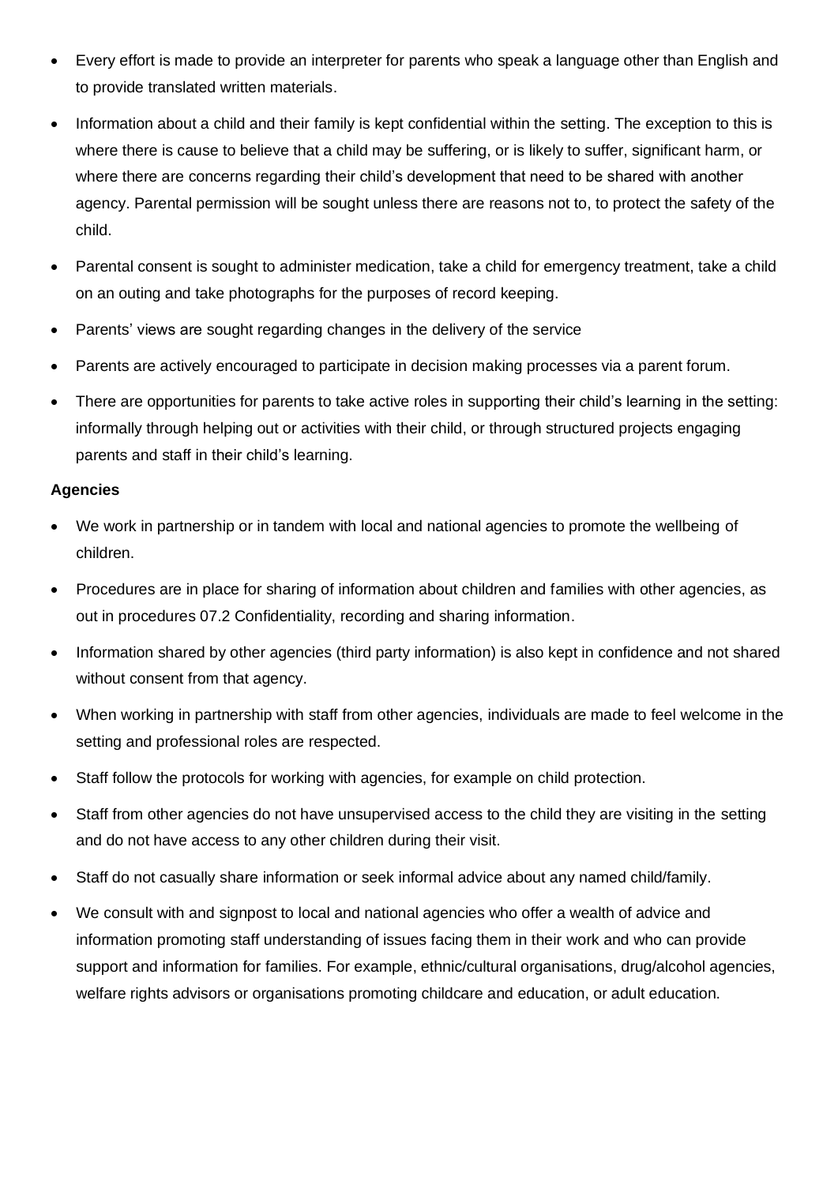- Every effort is made to provide an interpreter for parents who speak a language other than English and to provide translated written materials.
- Information about a child and their family is kept confidential within the setting. The exception to this is where there is cause to believe that a child may be suffering, or is likely to suffer, significant harm, or where there are concerns regarding their child's development that need to be shared with another agency. Parental permission will be sought unless there are reasons not to, to protect the safety of the child.
- Parental consent is sought to administer medication, take a child for emergency treatment, take a child on an outing and take photographs for the purposes of record keeping.
- Parents' views are sought regarding changes in the delivery of the service
- Parents are actively encouraged to participate in decision making processes via a parent forum.
- There are opportunities for parents to take active roles in supporting their child's learning in the setting: informally through helping out or activities with their child, or through structured projects engaging parents and staff in their child's learning.

**Agencies**

- We work in partnership or in tandem with local and national agencies to promote the wellbeing of children.
- Procedures are in place for sharing of information about children and families with other agencies, as out in procedures 07.2 Confidentiality, recording and sharing information.
- Information shared by other agencies (third party information) is also kept in confidence and not shared without consent from that agency.
- When working in partnership with staff from other agencies, individuals are made to feel welcome in the setting and professional roles are respected.
- Staff follow the protocols for working with agencies, for example on child protection.
- Staff from other agencies do not have unsupervised access to the child they are visiting in the setting and do not have access to any other children during their visit.
- Staff do not casually share information or seek informal advice about any named child/family.
- We consult with and signpost to local and national agencies who offer a wealth of advice and information promoting staff understanding of issues facing them in their work and who can provide support and information for families. For example, ethnic/cultural organisations, drug/alcohol agencies, welfare rights advisors or organisations promoting childcare and education, or adult education.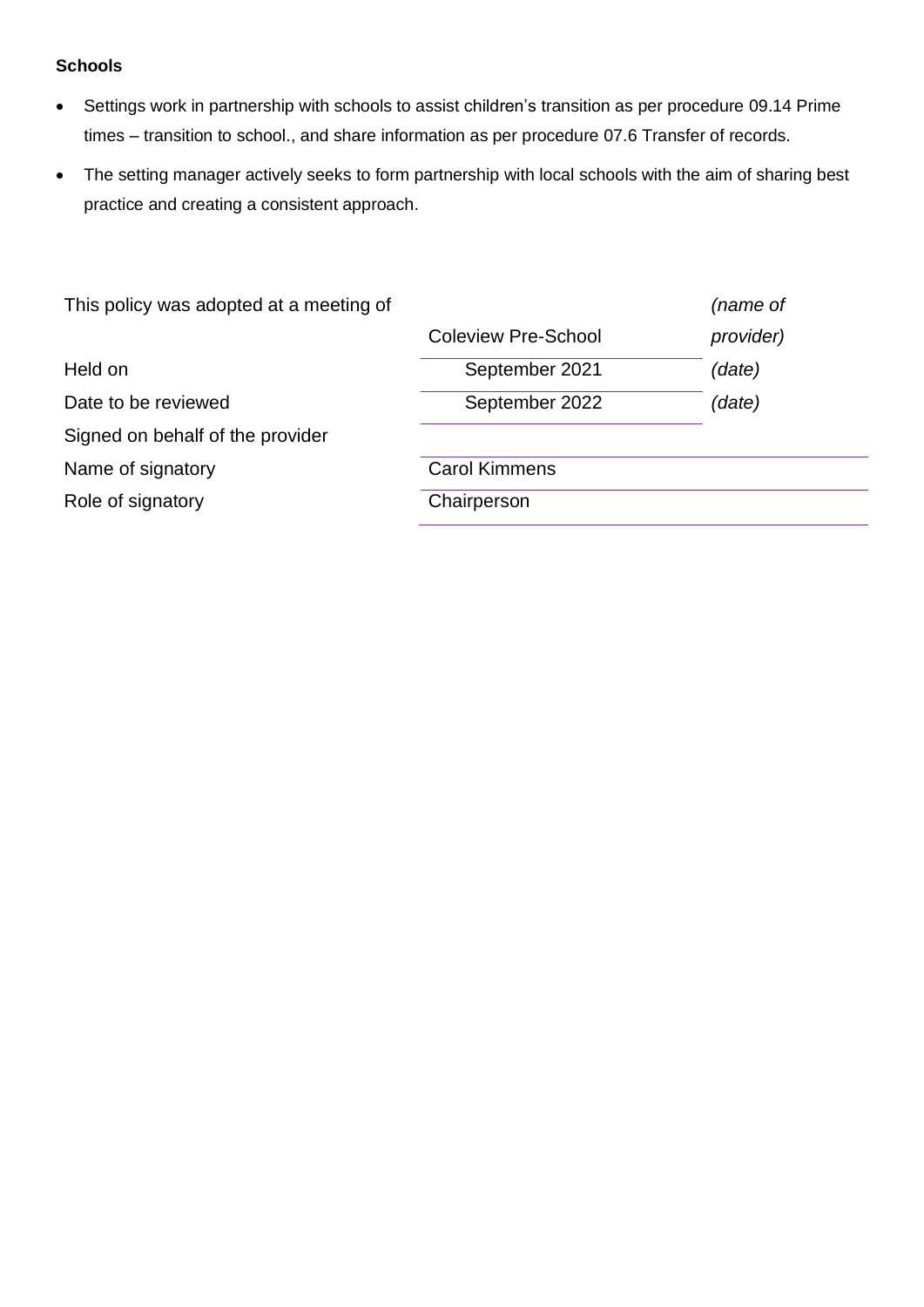**Schools**

- Settings work in partnership with schools to assist children's transition as per procedure 09.14 Prime times – transition to school., and share information as per procedure 07.6 Transfer of records.
- The setting manager actively seeks to form partnership with local schools with the aim of sharing best practice and creating a consistent approach.

| | | |
|---|---|---|
| This policy was adopted at a meeting of | Coleview Pre-School | *(name of provider)* |
| Held on | September 2021 | *(date)* |
| Date to be reviewed | September 2022 | *(date)* |
| Signed on behalf of the provider | | |
| Name of signatory | Carol Kimmens | |
| Role of signatory | Chairperson | |